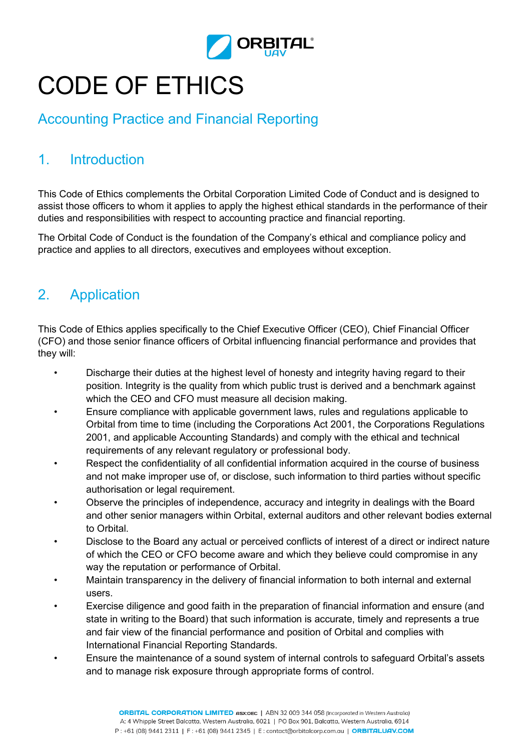# CODE OF ETHICS

## Accounting Practice and Financial Reporting

## 1. Introduction

This Code of Ethics complements the Orbital Corporation Limited Code of Conduct and is designed to assist those officers to whom it applies to apply the highest ethical standards in the performance of their duties and responsibilities with respect to accounting practice and financial reporting.

The Orbital Code of Conduct is the foundation of the Company's ethical and compliance policy and practice and applies to all directors, executives and employees without exception.

## 2. Application

This Code of Ethics applies specifically to the Chief Executive Officer (CEO), Chief Financial Officer (CFO) and those senior finance officers of Orbital influencing financial performance and provides that they will:

- Discharge their duties at the highest level of honesty and integrity having regard to their position. Integrity is the quality from which public trust is derived and a benchmark against which the CEO and CFO must measure all decision making.
- Ensure compliance with applicable government laws, rules and regulations applicable to Orbital from time to time (including the Corporations Act 2001, the Corporations Regulations 2001, and applicable Accounting Standards) and comply with the ethical and technical requirements of any relevant regulatory or professional body.
- Respect the confidentiality of all confidential information acquired in the course of business and not make improper use of, or disclose, such information to third parties without specific authorisation or legal requirement.
- Observe the principles of independence, accuracy and integrity in dealings with the Board and other senior managers within Orbital, external auditors and other relevant bodies external to Orbital.
- Disclose to the Board any actual or perceived conflicts of interest of a direct or indirect nature of which the CEO or CFO become aware and which they believe could compromise in any way the reputation or performance of Orbital.
- Maintain transparency in the delivery of financial information to both internal and external users.
- Exercise diligence and good faith in the preparation of financial information and ensure (and state in writing to the Board) that such information is accurate, timely and represents a true and fair view of the financial performance and position of Orbital and complies with International Financial Reporting Standards.
- Ensure the maintenance of a sound system of internal controls to safeguard Orbital's assets and to manage risk exposure through appropriate forms of control.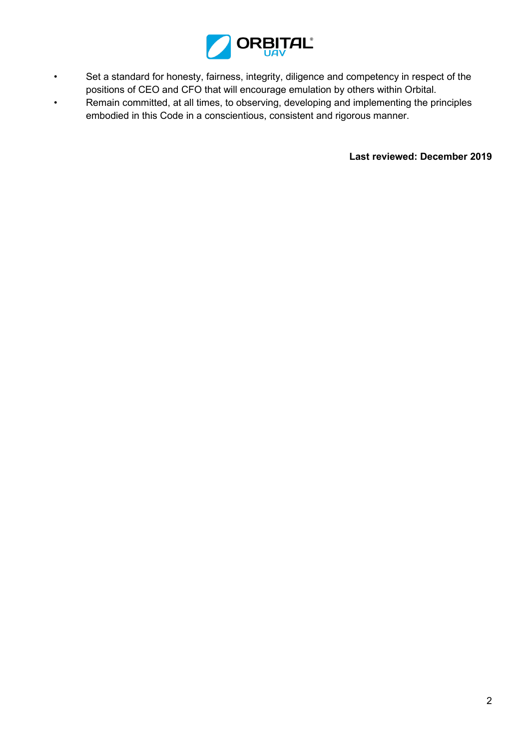- Set a standard for honesty, fairness, integrity, diligence and competency in respect of the positions of CEO and CFO that will encourage emulation by others within Orbital.
- Remain committed, at all times, to observing, developing and implementing the principles embodied in this Code in a conscientious, consistent and rigorous manner.

**Last reviewed: December 2019**